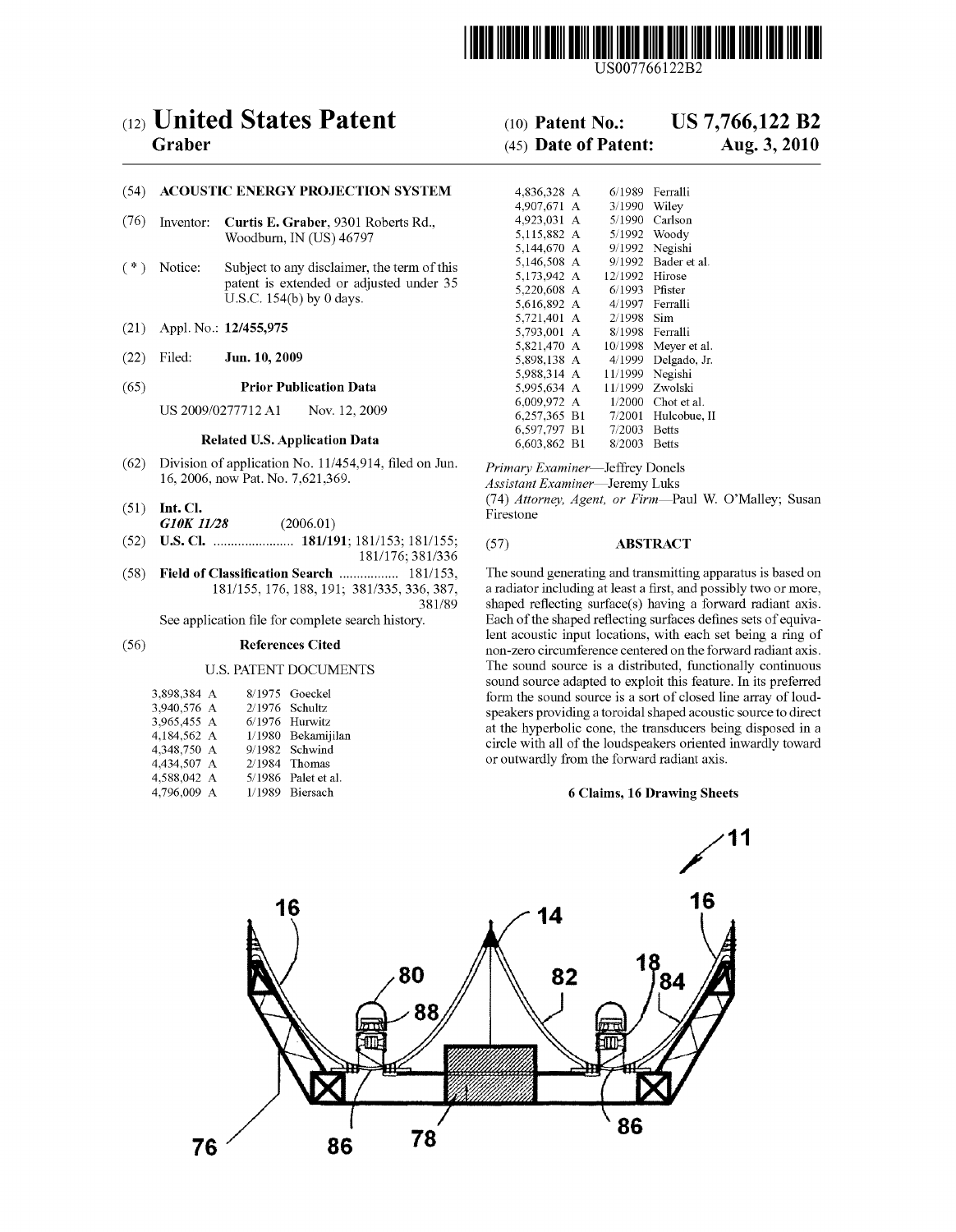US007766122B2

# (12) United States Patent
**Graber**

(10) **Patent No.:** **US 7,766,122 B2**

(45) **Date of Patent:** **Aug. 3, 2010**

(54) **ACOUSTIC ENERGY PROJECTION SYSTEM**

(76) Inventor: **Curtis E. Graber**, 9301 Roberts Rd., Woodburn, IN (US) 46797

( * ) Notice: Subject to any disclaimer, the term of this patent is extended or adjusted under 35 U.S.C. 154(b) by 0 days.

(21) Appl. No.: **12/455,975**

(22) Filed: **Jun. 10, 2009**

(65) **Prior Publication Data**

US 2009/0277712 A1 Nov. 12, 2009

**Related U.S. Application Data**

(62) Division of application No. 11/454,914, filed on Jun. 16, 2006, now Pat. No. 7,621,369.

(51) **Int. Cl.**
*G10K 11/28* (2006.01)

(52) **U.S. Cl.** ....................... **181/191**; 181/153; 181/155; 181/176; 381/336

(58) **Field of Classification Search** ................. 181/153, 181/155, 176, 188, 191; 381/335, 336, 387, 381/89
See application file for complete search history.

(56) **References Cited**

U.S. PATENT DOCUMENTS

| | | |
|---|---|---|
| 3,898,384 A | 8/1975 | Goeckel |
| 3,940,576 A | 2/1976 | Schultz |
| 3,965,455 A | 6/1976 | Hurwitz |
| 4,184,562 A | 1/1980 | Bekamijilan |
| 4,348,750 A | 9/1982 | Schwind |
| 4,434,507 A | 2/1984 | Thomas |
| 4,588,042 A | 5/1986 | Palet et al. |
| 4,796,009 A | 1/1989 | Biersach |
| 4,836,328 A | 6/1989 | Ferralli |
| 4,907,671 A | 3/1990 | Wiley |
| 4,923,031 A | 5/1990 | Carlson |
| 5,115,882 A | 5/1992 | Woody |
| 5,144,670 A | 9/1992 | Negishi |
| 5,146,508 A | 9/1992 | Bader et al. |
| 5,173,942 A | 12/1992 | Hirose |
| 5,220,608 A | 6/1993 | Pfister |
| 5,616,892 A | 4/1997 | Ferralli |
| 5,721,401 A | 2/1998 | Sim |
| 5,793,001 A | 8/1998 | Ferralli |
| 5,821,470 A | 10/1998 | Meyer et al. |
| 5,898,138 A | 4/1999 | Delgado, Jr. |
| 5,988,314 A | 11/1999 | Negishi |
| 5,995,634 A | 11/1999 | Zwolski |
| 6,009,972 A | 1/2000 | Chot et al. |
| 6,257,365 B1 | 7/2001 | Hulcobue, II |
| 6,597,797 B1 | 7/2003 | Betts |
| 6,603,862 B1 | 8/2003 | Betts |

*Primary Examiner*—Jeffrey Donels
*Assistant Examiner*—Jeremy Luks
(74) *Attorney, Agent, or Firm*—Paul W. O'Malley; Susan Firestone

(57) **ABSTRACT**

The sound generating and transmitting apparatus is based on a radiator including at least a first, and possibly two or more, shaped reflecting surface(s) having a forward radiant axis. Each of the shaped reflecting surfaces defines sets of equivalent acoustic input locations, with each set being a ring of non-zero circumference centered on the forward radiant axis. The sound source is a distributed, functionally continuous sound source adapted to exploit this feature. In its preferred form the sound source is a sort of closed line array of loudspeakers providing a toroidal shaped acoustic source to direct at the hyperbolic cone, the transducers being disposed in a circle with all of the loudspeakers oriented inwardly toward or outwardly from the forward radiant axis.

**6 Claims, 16 Drawing Sheets**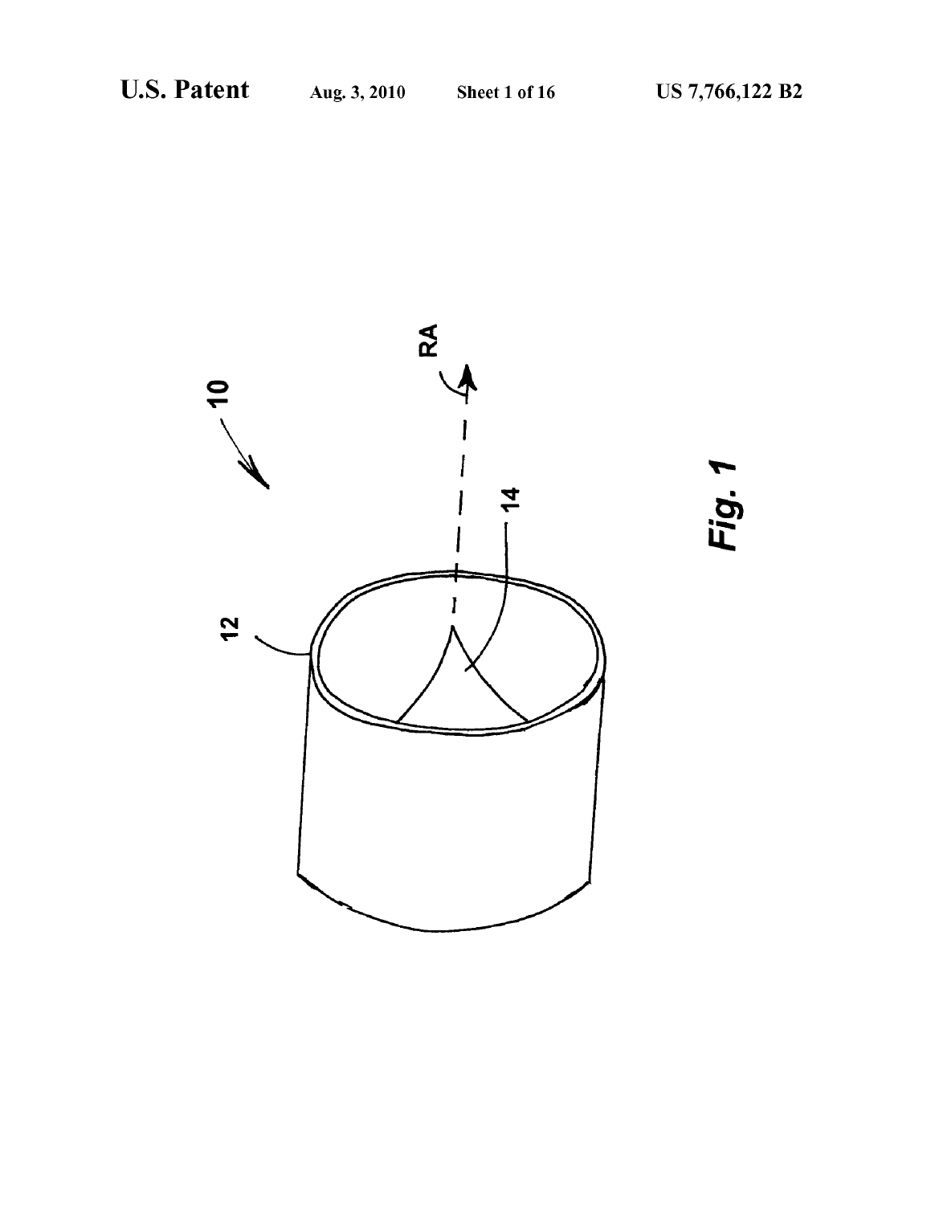Fig. 1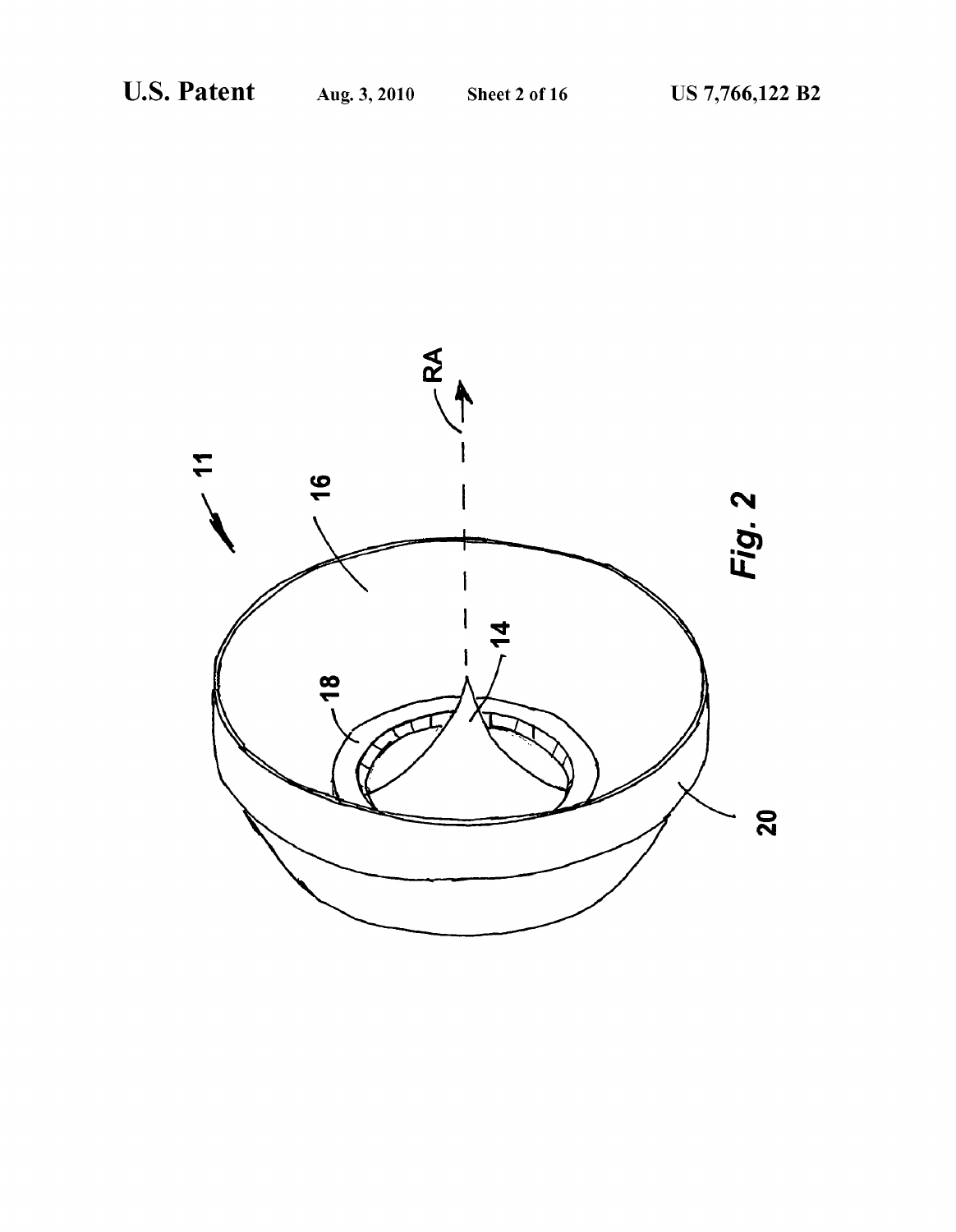*Fig. 2*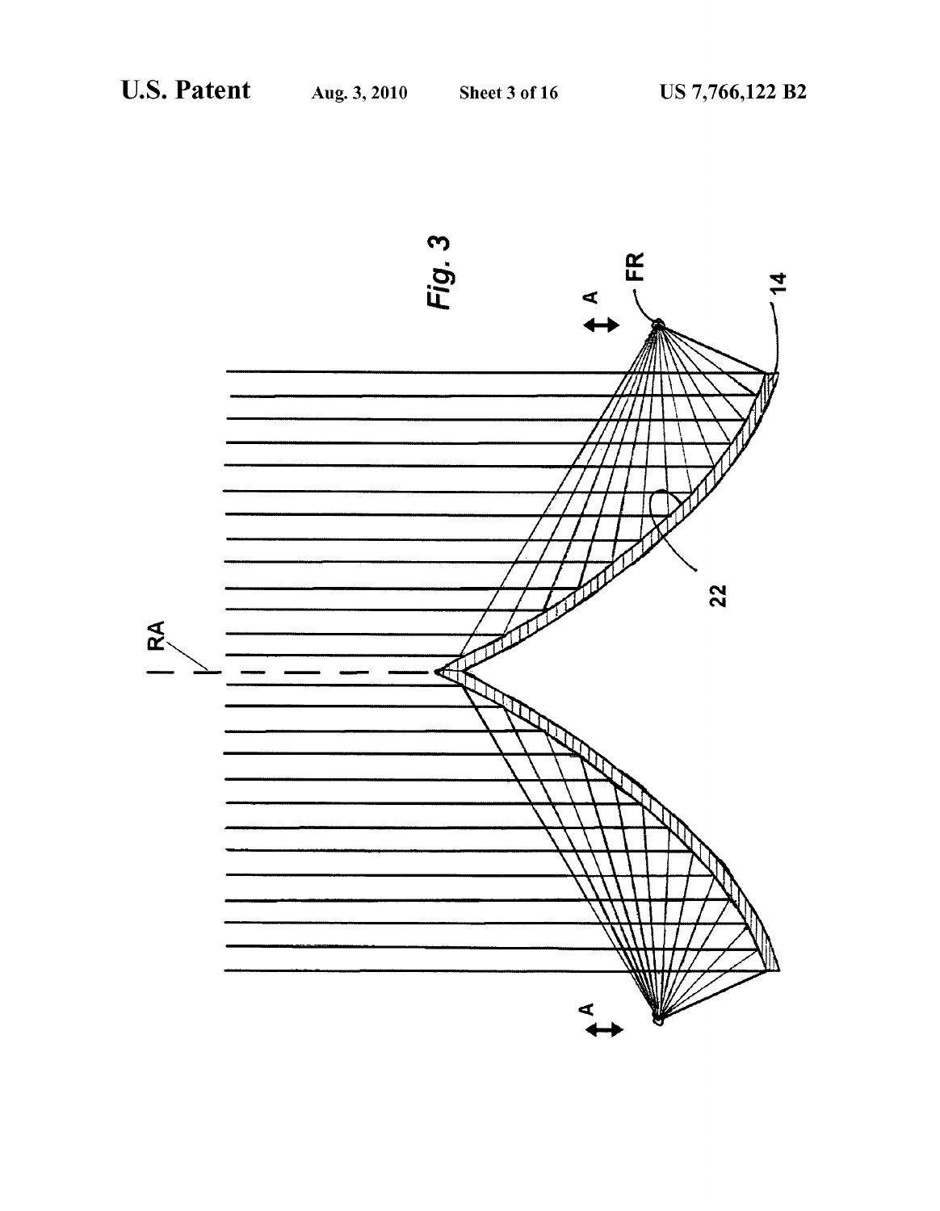Fig. 3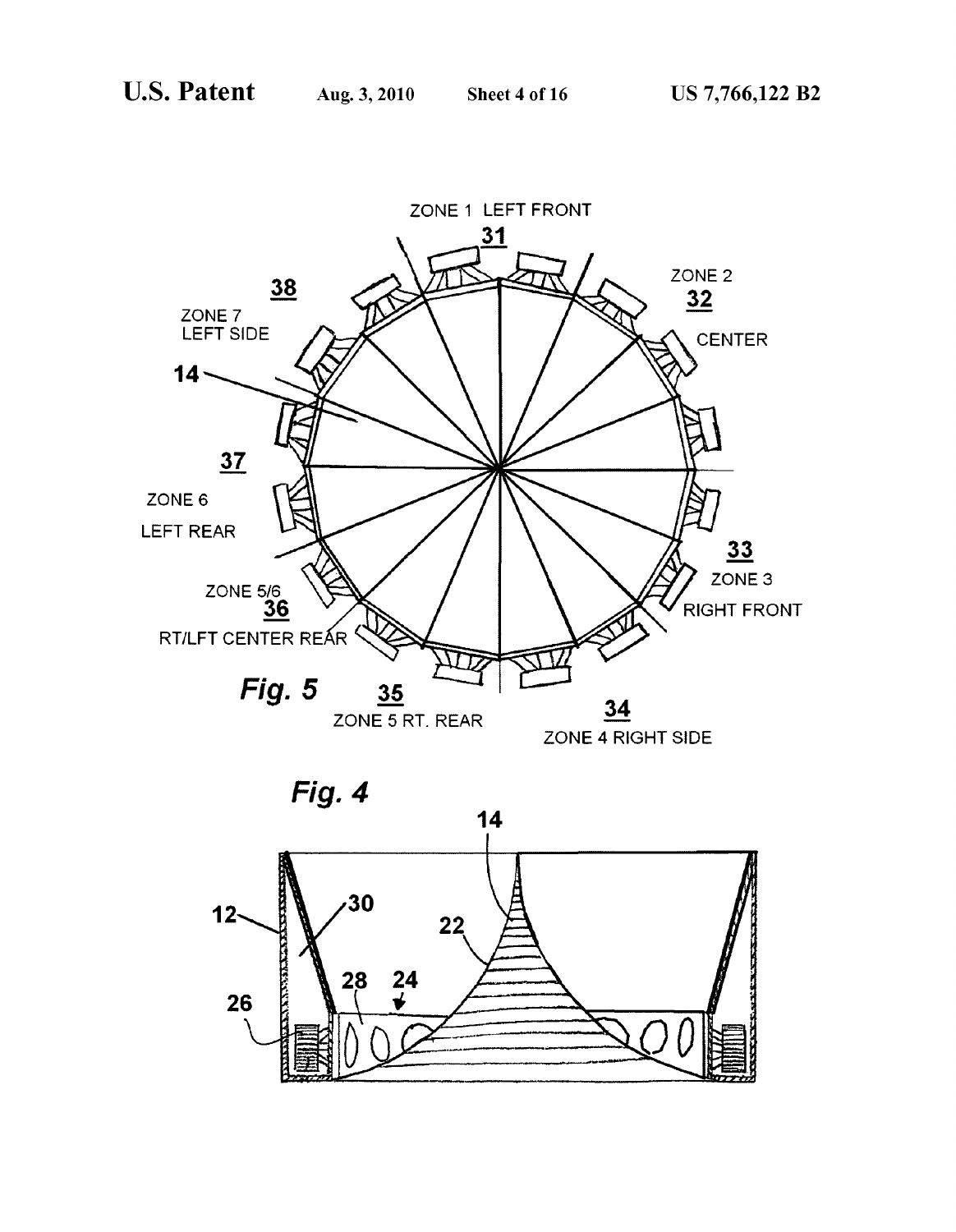ZONE 1 LEFT FRONT
31

ZONE 2
32
CENTER

33
ZONE 3
RIGHT FRONT

34
ZONE 4 RIGHT SIDE

35
ZONE 5 RT. REAR

ZONE 5/6
36
RT/LFT CENTER REAR

37
ZONE 6
LEFT REAR

38
ZONE 7
LEFT SIDE

14

*Fig. 5*

*Fig. 4*

14 22 30 12 28 24 26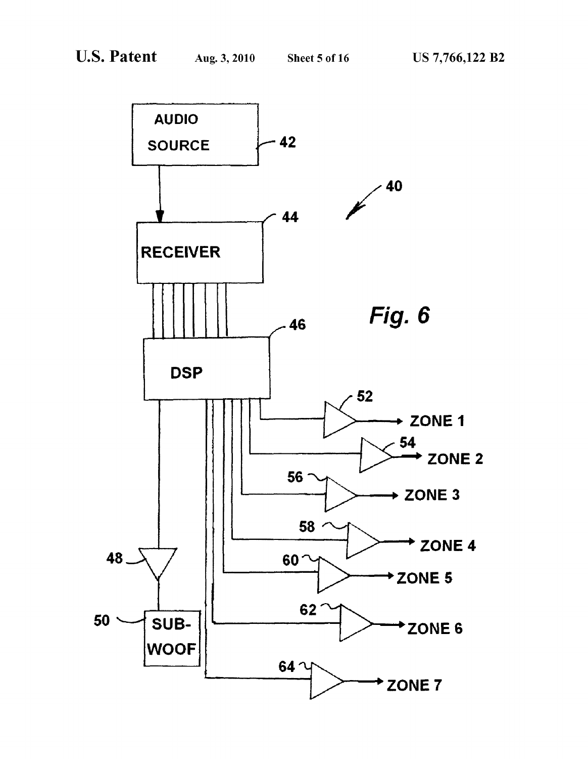AUDIO SOURCE 42

40

RECEIVER 44

DSP 46

*Fig. 6*

52 ZONE 1

54 ZONE 2

56 ZONE 3

58 ZONE 4

60 ZONE 5

62 ZONE 6

64 ZONE 7

48

50 SUB-WOOF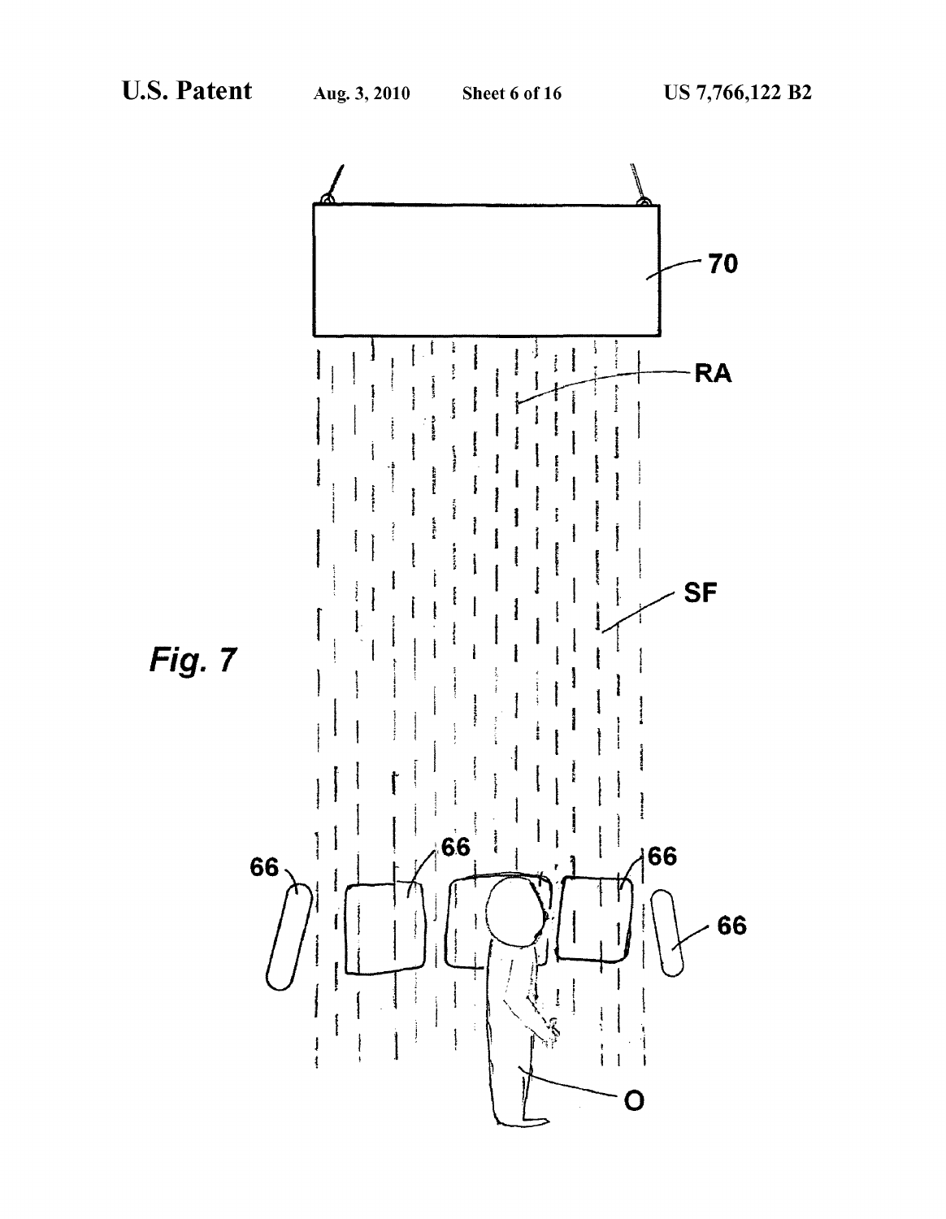*Fig. 7*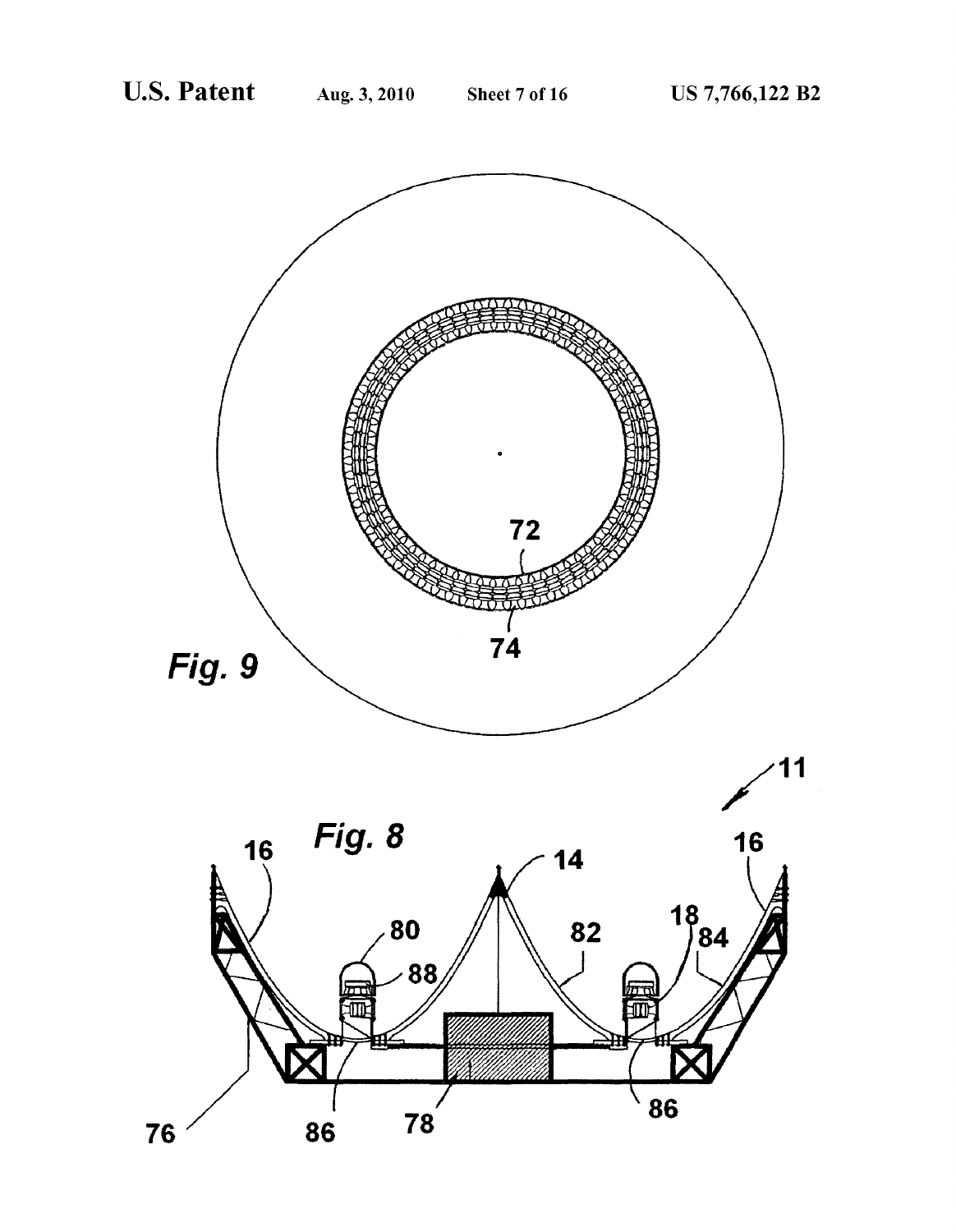Fig. 9

Fig. 8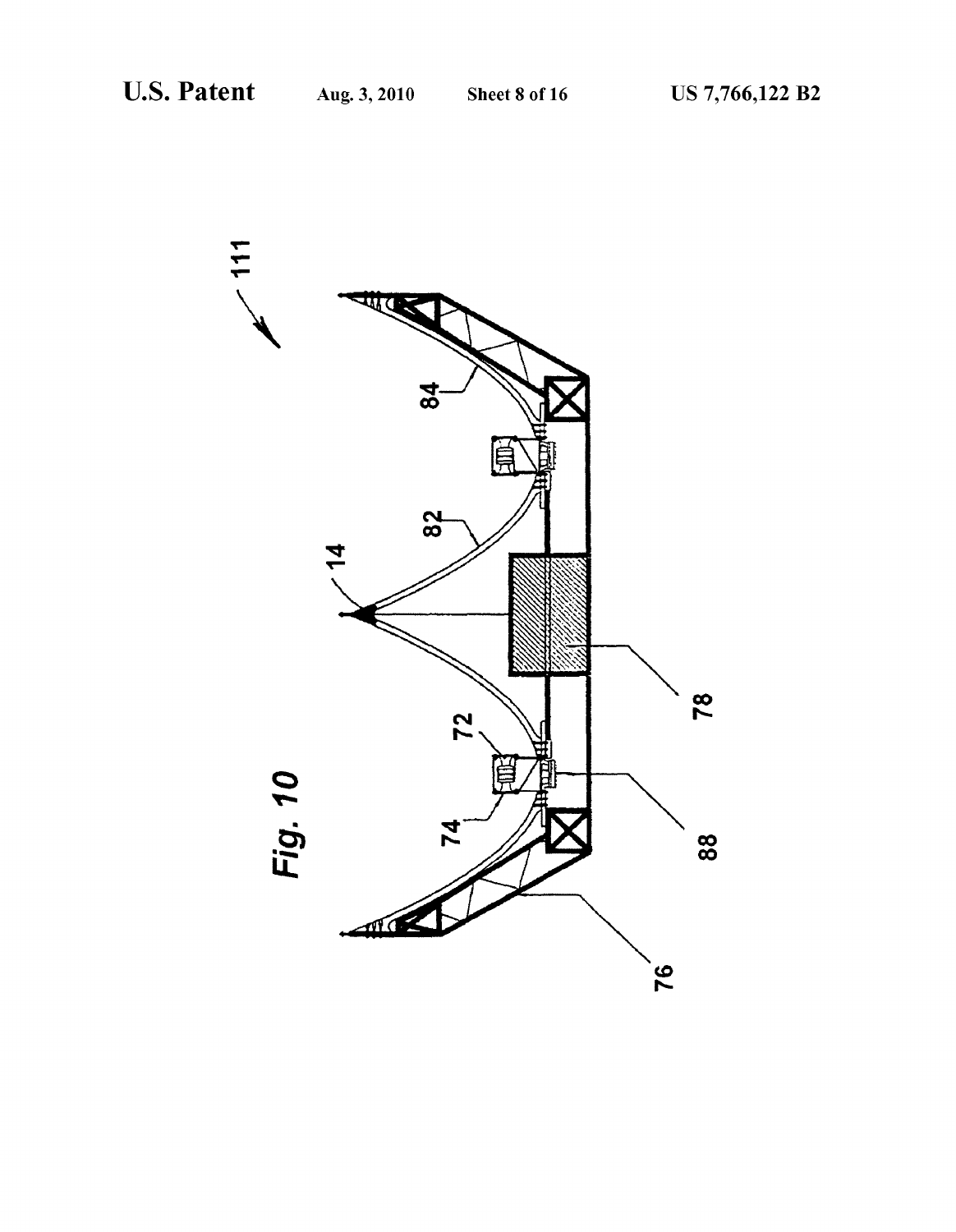Fig. 10

111

84

82

14

78

72

74

88

76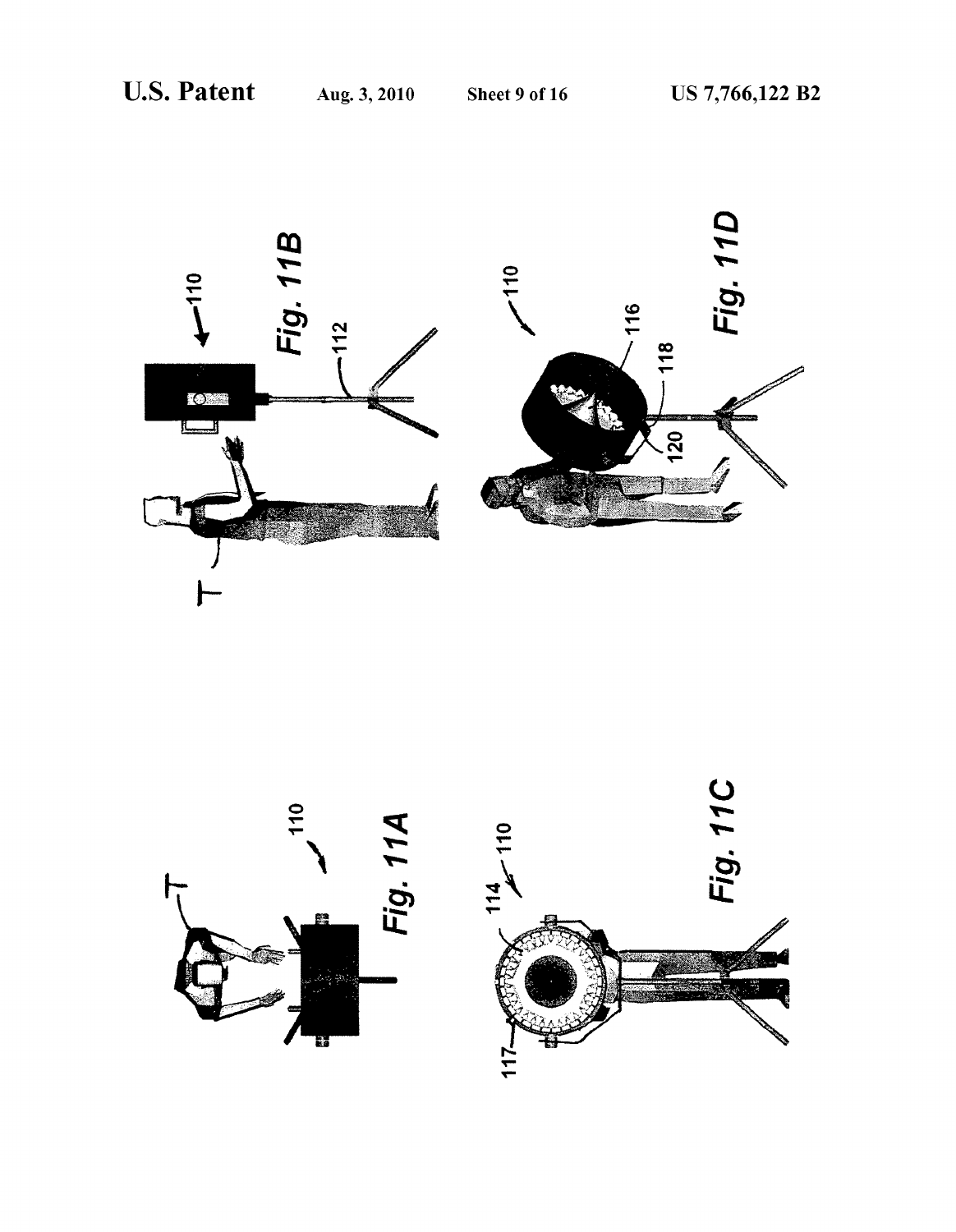Fig. 11A

Fig. 11B

Fig. 11C

Fig. 11D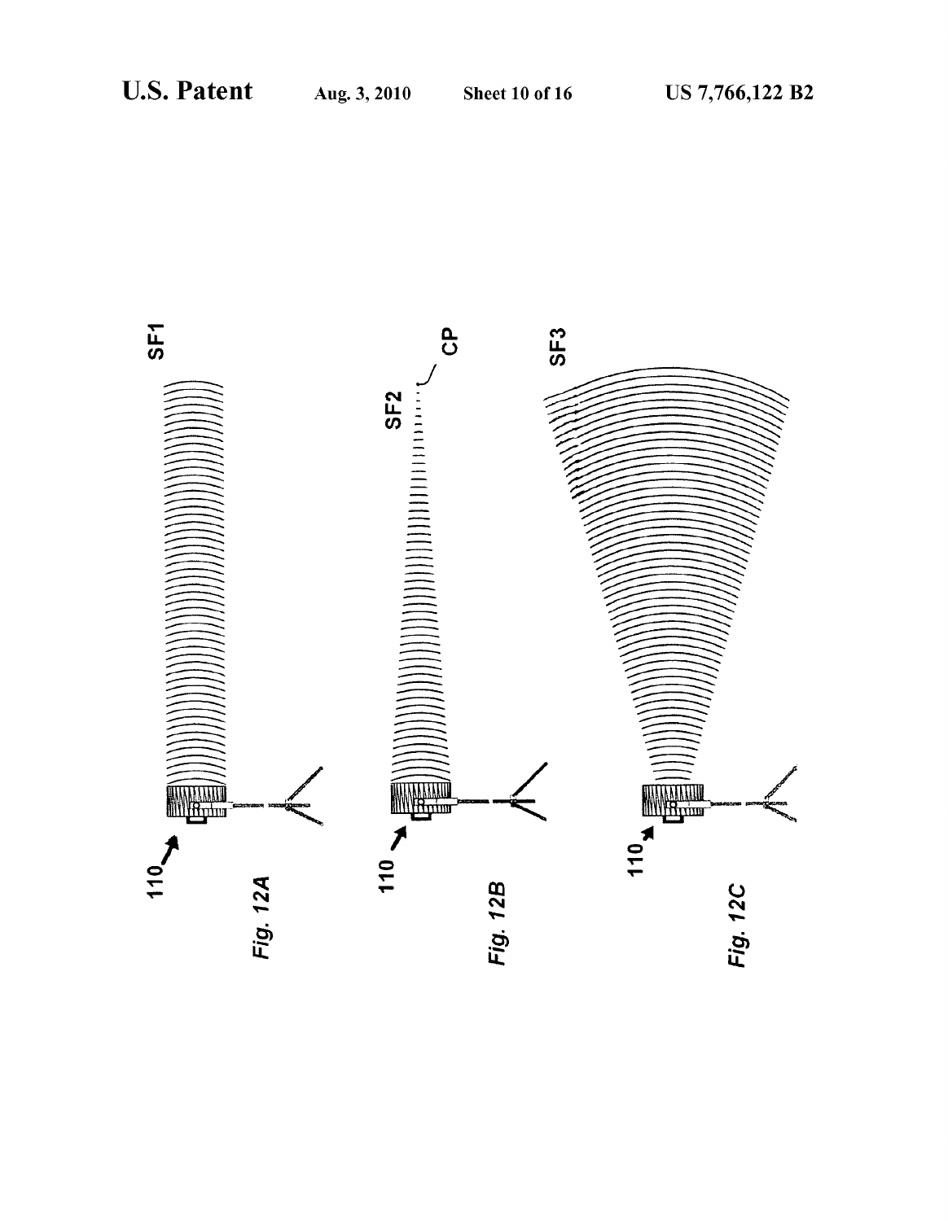Fig. 12A

Fig. 12B

Fig. 12C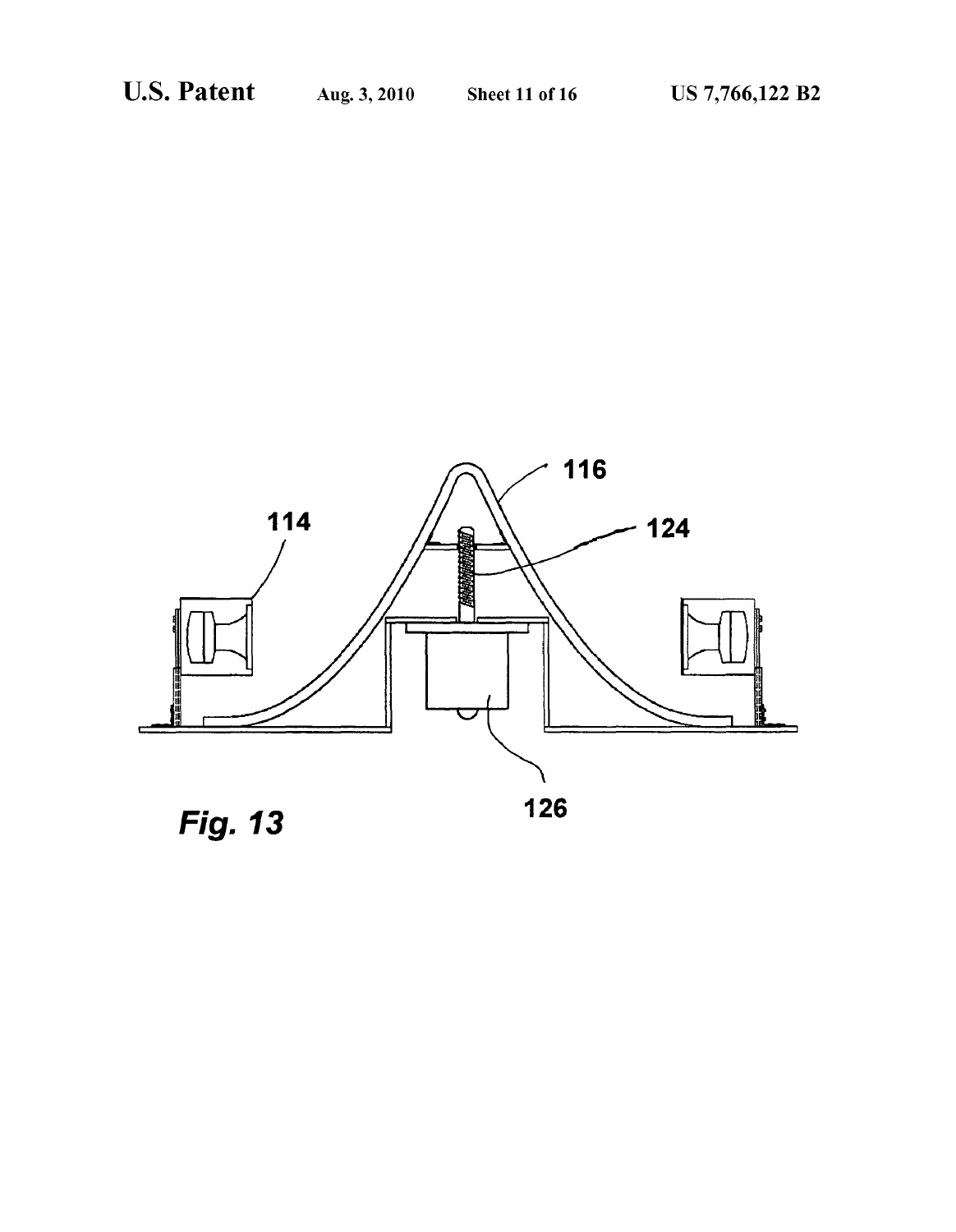*Fig. 13*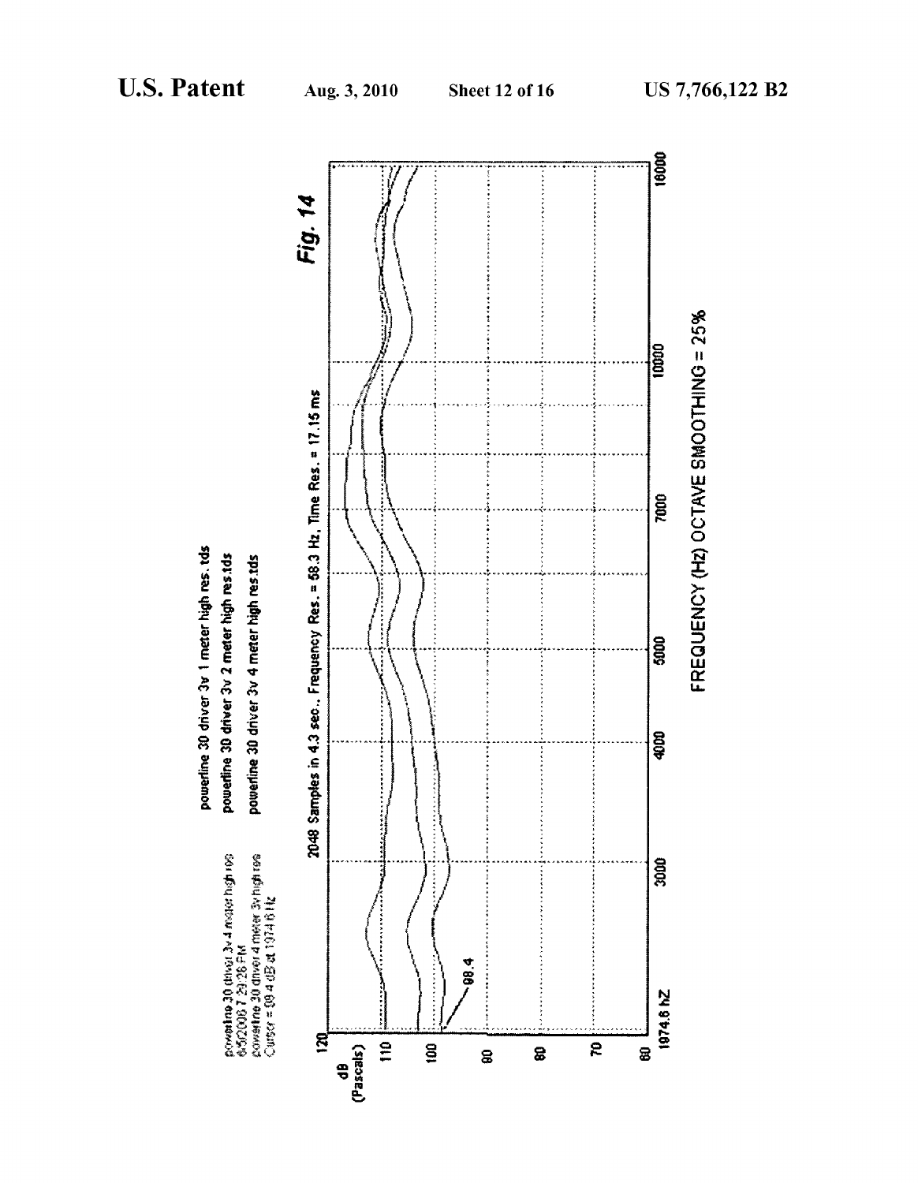Fig. 14

powerline 30 driver 3v 1 meter high res. tds
powerline 30 driver 3v 2 meter high res.tds
powerline 30 driver 3v 4 meter high res.tds

powerline 30 driver 3v 4 meter high res
6/5/2006 7:29:26 PM
powerline 30 driver 4 meter 3v high res
Cursor = 98.4 dB at 1974.6 Hz

2048 Samples in 4.3 sec., Frequency Res. = 58.3 Hz, Time Res. = 17.15 ms

dB (Pascals)

120
110
100
90
80
70
60

98.4

1974.6 hZ
3000
4000
5000
7000
10000
16000

FREQUENCY (Hz) OCTAVE SMOOTHING = 25%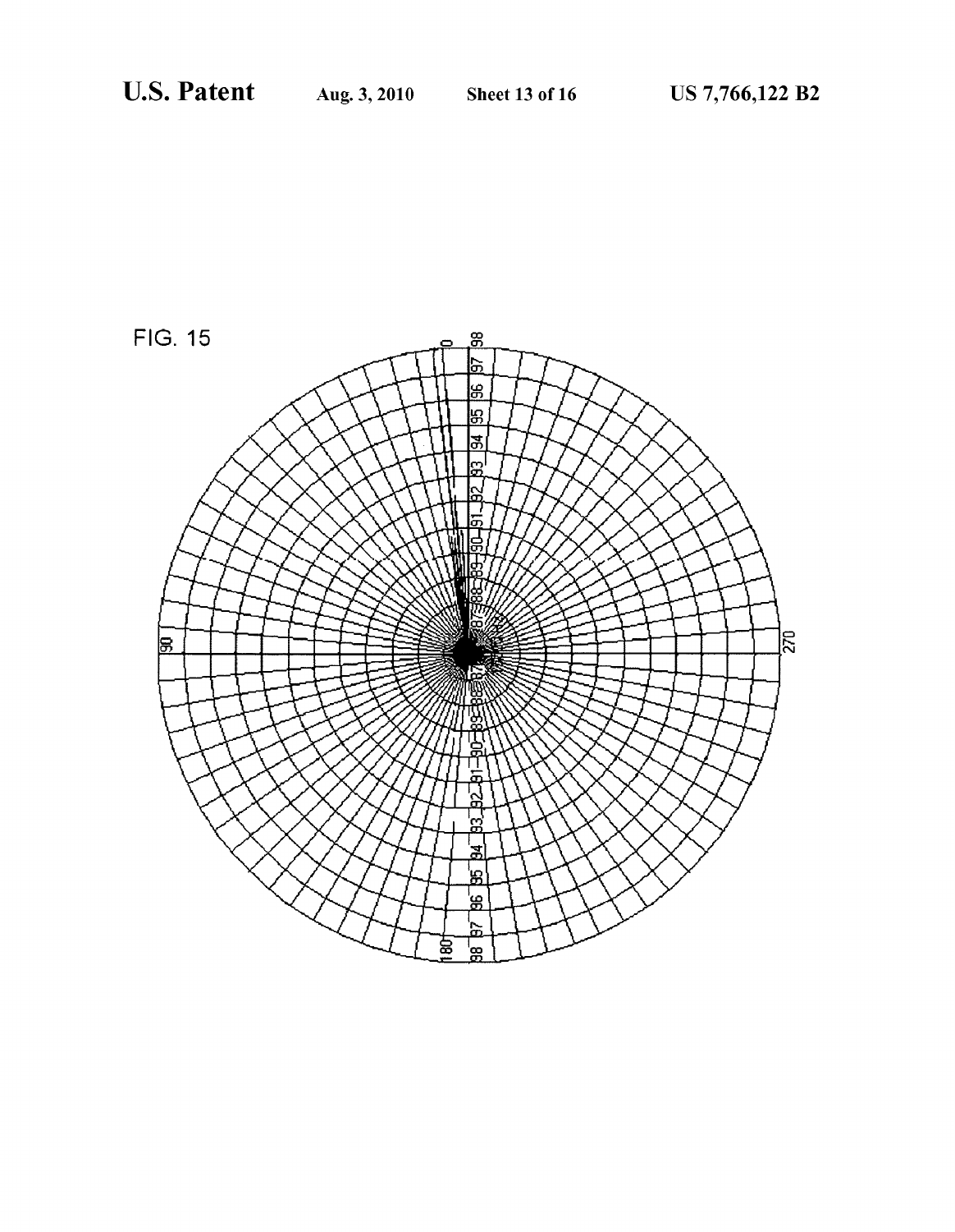FIG. 15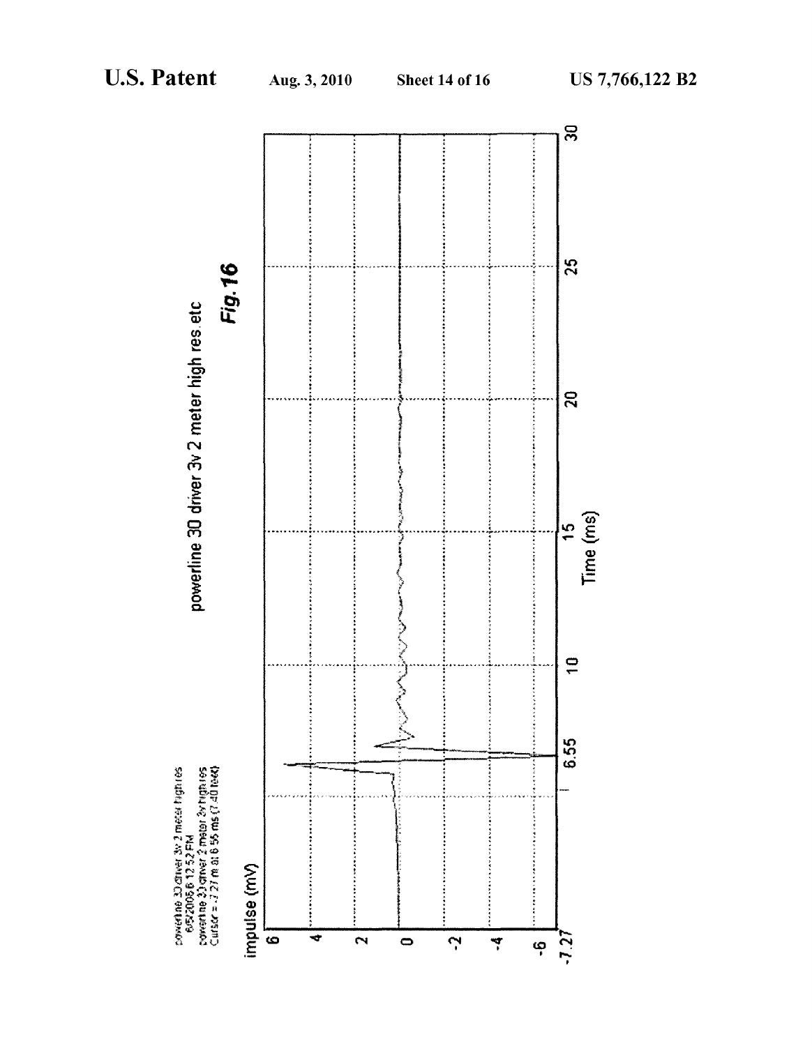powerline 30 driver 3v 2 meter high res etc

*Fig. 16*

powerline 30 driver 3v 2 meter high res
6/5/2006 6:12:52 PM
powerline 33 driver 2 meter 3v high res
Cursor = -7.27 m at 6.55 ms (7.40 feet)

impulse (mV)

6
4
2
0
-2
-4
-6
-7.27

6.55 10 15 20 25 30

Time (ms)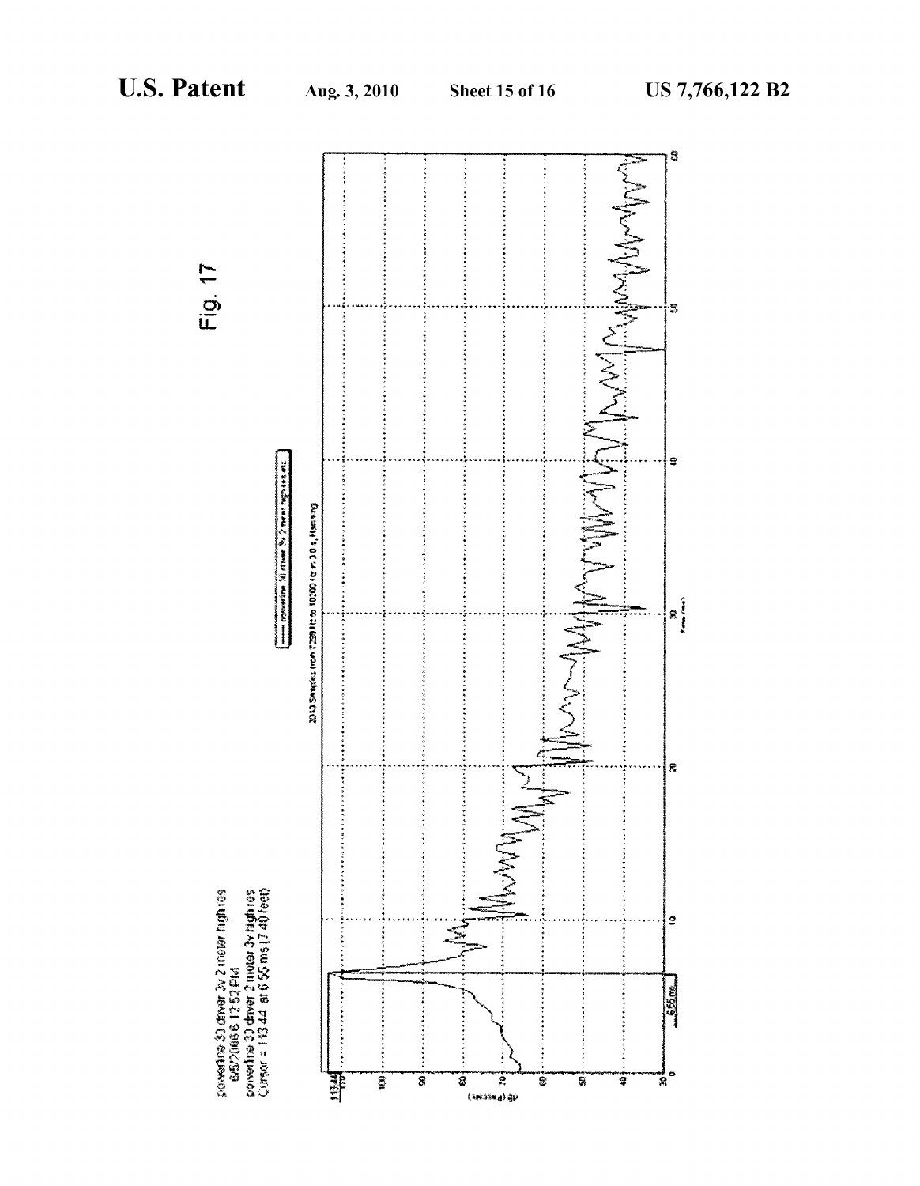Fig. 17

powerline 33 driver 3v 2 meter highres
6/5/2006 6:12:52 PM
powerline 33 driver 2 meter 3v highres
Cursor = 113.44 at 6.55 ms (7.40 feet)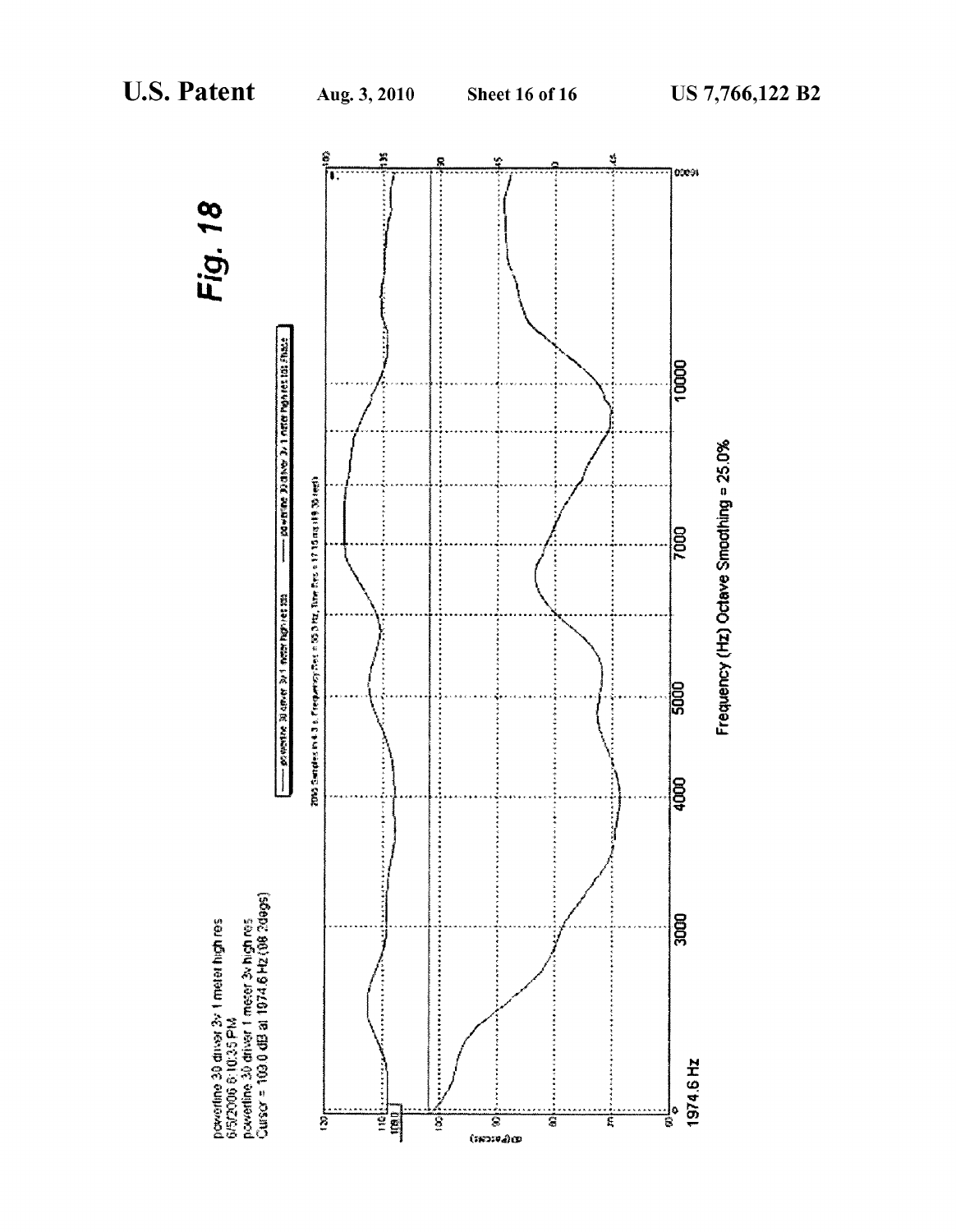# Fig. 18

powerline 30 driver 3v 1 meter high res
6/5/2006 6:10:35 PM
powerline 30 driver 1 meter 3v high res
Cursor = 103.0 dB at 1974.6 Hz (98.2degs)

1974.6 Hz

Frequency (Hz) Octave Smoothing = 25.0%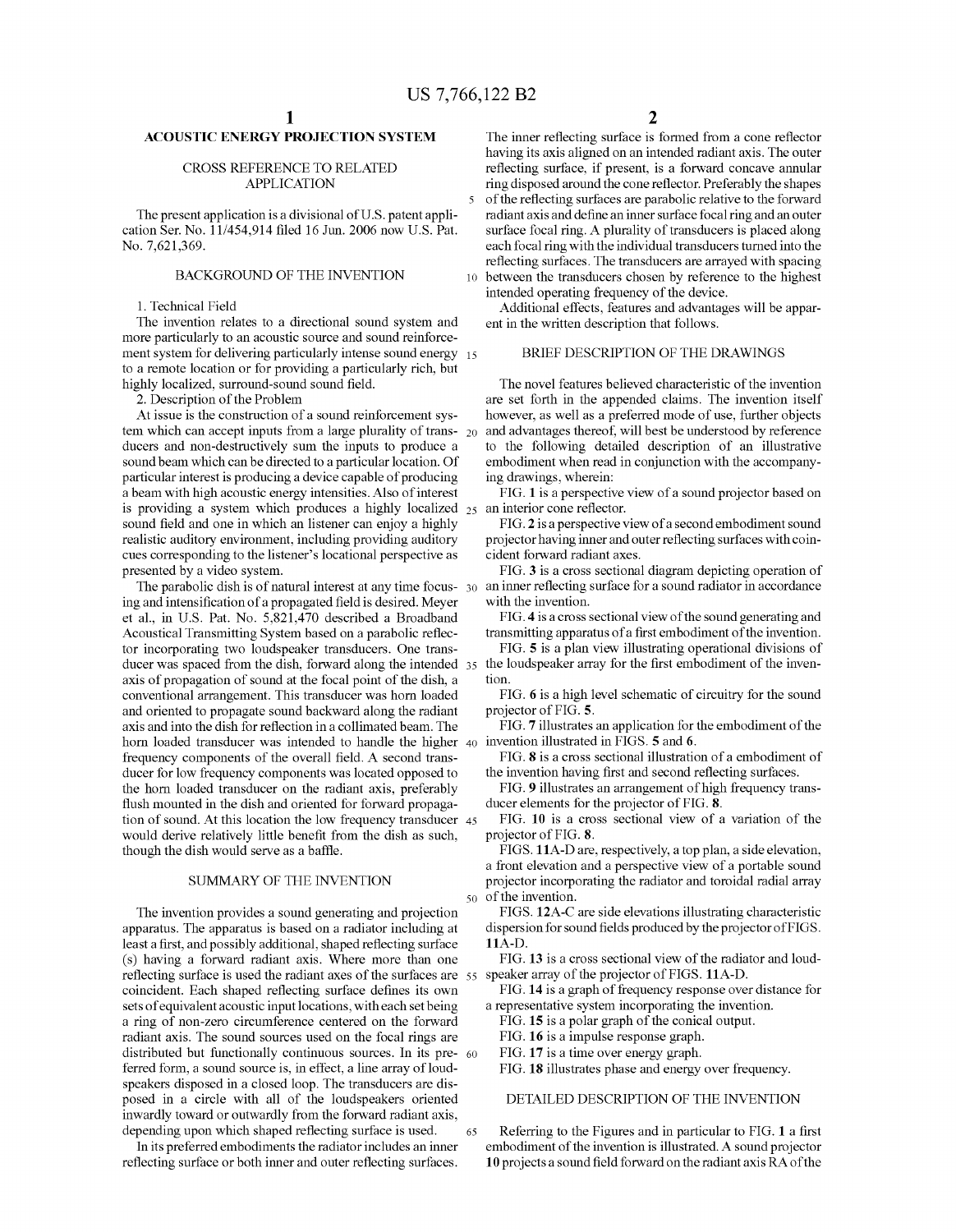# ACOUSTIC ENERGY PROJECTION SYSTEM

## CROSS REFERENCE TO RELATED APPLICATION

The present application is a divisional of U.S. patent application Ser. No. 11/454,914 filed 16 Jun. 2006 now U.S. Pat. No. 7,621,369.

## BACKGROUND OF THE INVENTION

1. Technical Field

The invention relates to a directional sound system and more particularly to an acoustic source and sound reinforcement system for delivering particularly intense sound energy to a remote location or for providing a particularly rich, but highly localized, surround-sound sound field.

2. Description of the Problem

At issue is the construction of a sound reinforcement system which can accept inputs from a large plurality of transducers and non-destructively sum the inputs to produce a sound beam which can be directed to a particular location. Of particular interest is producing a device capable of producing a beam with high acoustic energy intensities. Also of interest is providing a system which produces a highly localized sound field and one in which an listener can enjoy a highly realistic auditory environment, including providing auditory cues corresponding to the listener's locational perspective as presented by a video system.

The parabolic dish is of natural interest at any time focusing and intensification of a propagated field is desired. Meyer et al., in U.S. Pat. No. 5,821,470 described a Broadband Acoustical Transmitting System based on a parabolic reflector incorporating two loudspeaker transducers. One transducer was spaced from the dish, forward along the intended axis of propagation of sound at the focal point of the dish, a conventional arrangement. This transducer was horn loaded and oriented to propagate sound backward along the radiant axis and into the dish for reflection in a collimated beam. The horn loaded transducer was intended to handle the higher frequency components of the overall field. A second transducer for low frequency components was located opposed to the horn loaded transducer on the radiant axis, preferably flush mounted in the dish and oriented for forward propagation of sound. At this location the low frequency transducer would derive relatively little benefit from the dish as such, though the dish would serve as a baffle.

## SUMMARY OF THE INVENTION

The invention provides a sound generating and projection apparatus. The apparatus is based on a radiator including at least a first, and possibly additional, shaped reflecting surface (s) having a forward radiant axis. Where more than one reflecting surface is used the radiant axes of the surfaces are coincident. Each shaped reflecting surface defines its own sets of equivalent acoustic input locations, with each set being a ring of non-zero circumference centered on the forward radiant axis. The sound sources used on the focal rings are distributed but functionally continuous sources. In its preferred form, a sound source is, in effect, a line array of loudspeakers disposed in a closed loop. The transducers are disposed in a circle with all of the loudspeakers oriented inwardly toward or outwardly from the forward radiant axis, depending upon which shaped reflecting surface is used.

In its preferred embodiments the radiator includes an inner reflecting surface or both inner and outer reflecting surfaces. The inner reflecting surface is formed from a cone reflector having its axis aligned on an intended radiant axis. The outer reflecting surface, if present, is a forward concave annular ring disposed around the cone reflector. Preferably the shapes of the reflecting surfaces are parabolic relative to the forward radiant axis and define an inner surface focal ring and an outer surface focal ring. A plurality of transducers is placed along each focal ring with the individual transducers turned into the reflecting surfaces. The transducers are arrayed with spacing between the transducers chosen by reference to the highest intended operating frequency of the device.

Additional effects, features and advantages will be apparent in the written description that follows.

## BRIEF DESCRIPTION OF THE DRAWINGS

The novel features believed characteristic of the invention are set forth in the appended claims. The invention itself however, as well as a preferred mode of use, further objects and advantages thereof, will best be understood by reference to the following detailed description of an illustrative embodiment when read in conjunction with the accompanying drawings, wherein:

FIG. **1** is a perspective view of a sound projector based on an interior cone reflector.

FIG. **2** is a perspective view of a second embodiment sound projector having inner and outer reflecting surfaces with coincident forward radiant axes.

FIG. **3** is a cross sectional diagram depicting operation of an inner reflecting surface for a sound radiator in accordance with the invention.

FIG. **4** is a cross sectional view of the sound generating and transmitting apparatus of a first embodiment of the invention.

FIG. **5** is a plan view illustrating operational divisions of the loudspeaker array for the first embodiment of the invention.

FIG. **6** is a high level schematic of circuitry for the sound projector of FIG. **5**.

FIG. **7** illustrates an application for the embodiment of the invention illustrated in FIGS. **5** and **6**.

FIG. **8** is a cross sectional illustration of a embodiment of the invention having first and second reflecting surfaces.

FIG. **9** illustrates an arrangement of high frequency transducer elements for the projector of FIG. **8**.

FIG. **10** is a cross sectional view of a variation of the projector of FIG. **8**.

FIGS. **11**A-D are, respectively, a top plan, a side elevation, a front elevation and a perspective view of a portable sound projector incorporating the radiator and toroidal radial array of the invention.

FIGS. **12**A-C are side elevations illustrating characteristic dispersion for sound fields produced by the projector of FIGS. **11**A-D.

FIG. **13** is a cross sectional view of the radiator and loudspeaker array of the projector of FIGS. **11**A-D.

FIG. **14** is a graph of frequency response over distance for a representative system incorporating the invention.

FIG. **15** is a polar graph of the conical output.

FIG. **16** is a impulse response graph.

FIG. **17** is a time over energy graph.

FIG. **18** illustrates phase and energy over frequency.

## DETAILED DESCRIPTION OF THE INVENTION

Referring to the Figures and in particular to FIG. **1** a first embodiment of the invention is illustrated. A sound projector **10** projects a sound field forward on the radiant axis RA of the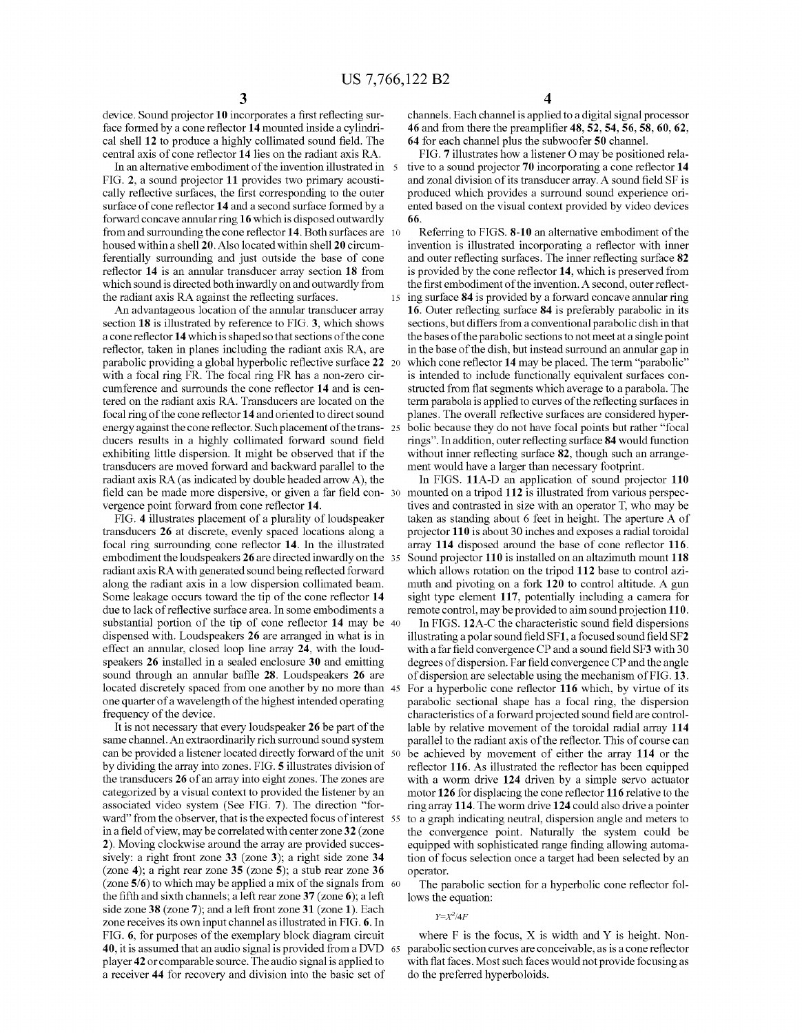device. Sound projector **10** incorporates a first reflecting surface formed by a cone reflector **14** mounted inside a cylindrical shell **12** to produce a highly collimated sound field. The central axis of cone reflector **14** lies on the radiant axis RA.

In an alternative embodiment of the invention illustrated in FIG. **2**, a sound projector **11** provides two primary acoustically reflective surfaces, the first corresponding to the outer surface of cone reflector **14** and a second surface formed by a forward concave annular ring **16** which is disposed outwardly from and surrounding the cone reflector **14**. Both surfaces are housed within a shell **20**. Also located within shell **20** circumferentially surrounding and just outside the base of cone reflector **14** is an annular transducer array section **18** from which sound is directed both inwardly on and outwardly from the radiant axis RA against the reflecting surfaces.

An advantageous location of the annular transducer array section **18** is illustrated by reference to FIG. **3**, which shows a cone reflector **14** which is shaped so that sections of the cone reflector, taken in planes including the radiant axis RA, are parabolic providing a global hyperbolic reflective surface **22** with a focal ring FR. The focal ring FR has a non-zero circumference and surrounds the cone reflector **14** and is centered on the radiant axis RA. Transducers are located on the focal ring of the cone reflector **14** and oriented to direct sound energy against the cone reflector. Such placement of the transducers results in a highly collimated forward sound field exhibiting little dispersion. It might be observed that if the transducers are moved forward and backward parallel to the radiant axis RA (as indicated by double headed arrow A), the field can be made more dispersive, or given a far field convergence point forward from cone reflector **14**.

FIG. **4** illustrates placement of a plurality of loudspeaker transducers **26** at discrete, evenly spaced locations along a focal ring surrounding cone reflector **14**. In the illustrated embodiment the loudspeakers **26** are directed inwardly on the radiant axis RA with generated sound being reflected forward along the radiant axis in a low dispersion collimated beam. Some leakage occurs toward the tip of the cone reflector **14** due to lack of reflective surface area. In some embodiments a substantial portion of the tip of cone reflector **14** may be dispensed with. Loudspeakers **26** are arranged in what is in effect an annular, closed loop line array **24**, with the loudspeakers **26** installed in a sealed enclosure **30** and emitting sound through an annular baffle **28**. Loudspeakers **26** are located discretely spaced from one another by no more than one quarter of a wavelength of the highest intended operating frequency of the device.

It is not necessary that every loudspeaker **26** be part of the same channel. An extraordinarily rich surround sound system can be provided a listener located directly forward of the unit by dividing the array into zones. FIG. **5** illustrates division of the transducers **26** of an array into eight zones. The zones are categorized by a visual context to provided the listener by an associated video system (See FIG. **7**). The direction "forward" from the observer, that is the expected focus of interest in a field of view, may be correlated with center zone **32** (zone **2**). Moving clockwise around the array are provided successively: a right front zone **33** (zone **3**); a right side zone **34** (zone **4**); a right rear zone **35** (zone **5**); a stub rear zone **36** (zone **5/6**) to which may be applied a mix of the signals from the fifth and sixth channels; a left rear zone **37** (zone **6**); a left side zone **38** (zone **7**); and a left front zone **31** (zone **1**). Each zone receives its own input channel as illustrated in FIG. **6**. In FIG. **6**, for purposes of the exemplary block diagram circuit **40**, it is assumed that an audio signal is provided from a DVD player **42** or comparable source. The audio signal is applied to a receiver **44** for recovery and division into the basic set of channels. Each channel is applied to a digital signal processor **46** and from there the preamplifier **48**, **52**, **54**, **56**, **58**, **60**, **62**, **64** for each channel plus the subwoofer **50** channel.

FIG. **7** illustrates how a listener O may be positioned relative to a sound projector **70** incorporating a cone reflector **14** and zonal division of its transducer array. A sound field SF is produced which provides a surround sound experience oriented based on the visual context provided by video devices **66**.

Referring to FIGS. **8-10** an alternative embodiment of the invention is illustrated incorporating a reflector with inner and outer reflecting surfaces. The inner reflecting surface **82** is provided by the cone reflector **14**, which is preserved from the first embodiment of the invention. A second, outer reflecting surface **84** is provided by a forward concave annular ring **16**. Outer reflecting surface **84** is preferably parabolic in its sections, but differs from a conventional parabolic dish in that the bases of the parabolic sections to not meet at a single point in the base of the dish, but instead surround an annular gap in which cone reflector **14** may be placed. The term "parabolic" is intended to include functionally equivalent surfaces constructed from flat segments which average to a parabola. The term parabola is applied to curves of the reflecting surfaces in planes. The overall reflective surfaces are considered hyperbolic because they do not have focal points but rather "focal rings". In addition, outer reflecting surface **84** would function without inner reflecting surface **82**, though such an arrangement would have a larger than necessary footprint.

In FIGS. **11A-D** an application of sound projector **110** mounted on a tripod **112** is illustrated from various perspectives and contrasted in size with an operator T, who may be taken as standing about 6 feet in height. The aperture A of projector **110** is about 30 inches and exposes a radial toroidal array **114** disposed around the base of cone reflector **116**. Sound projector **110** is installed on an altazimuth mount **118** which allows rotation on the tripod **112** base to control azimuth and pivoting on a fork **120** to control altitude. A gun sight type element **117**, potentially including a camera for remote control, may be provided to aim sound projection **110**.

In FIGS. **12A-C** the characteristic sound field dispersions illustrating a polar sound field SF1, a focused sound field SF2 with a far field convergence CP and a sound field SF3 with 30 degrees of dispersion. Far field convergence CP and the angle of dispersion are selectable using the mechanism of FIG. **13**. For a hyperbolic cone reflector **116** which, by virtue of its parabolic sectional shape has a focal ring, the dispersion characteristics of a forward projected sound field are controllable by relative movement of the toroidal radial array **114** parallel to the radiant axis of the reflector. This of course can be achieved by movement of either the array **114** or the reflector **116**. As illustrated the reflector has been equipped with a worm drive **124** driven by a simple servo actuator motor **126** for displacing the cone reflector **116** relative to the ring array **114**. The worm drive **124** could also drive a pointer to a graph indicating neutral, dispersion angle and meters to the convergence point. Naturally the system could be equipped with sophisticated range finding allowing automation of focus selection once a target had been selected by an operator.

The parabolic section for a hyperbolic cone reflector follows the equation:

$$Y=X^2/4F$$

where F is the focus, X is width and Y is height. Non-parabolic section curves are conceivable, as is a cone reflector with flat faces. Most such faces would not provide focusing as do the preferred hyperboloids.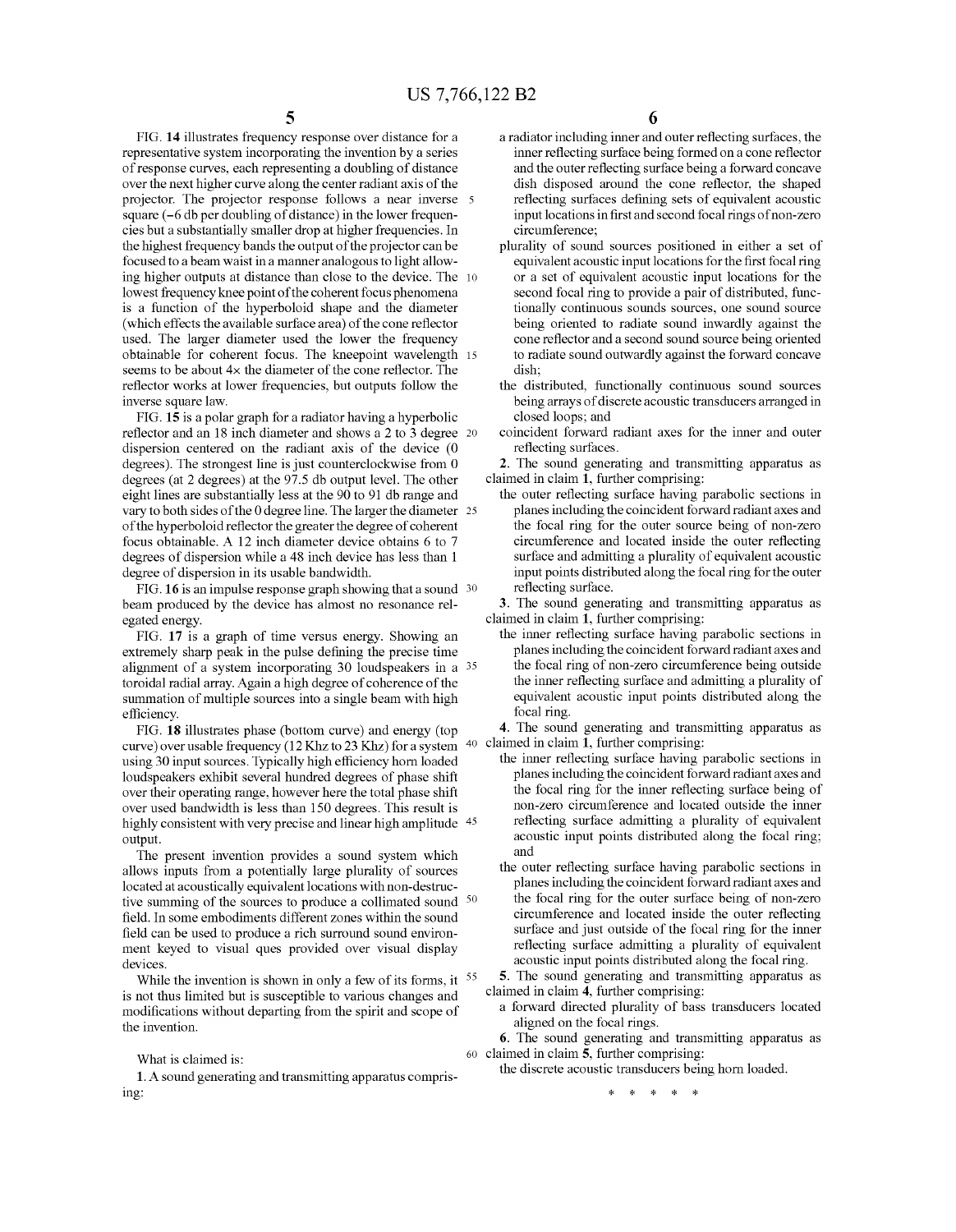FIG. 14 illustrates frequency response over distance for a representative system incorporating the invention by a series of response curves, each representing a doubling of distance over the next higher curve along the center radiant axis of the projector. The projector response follows a near inverse square (−6 db per doubling of distance) in the lower frequencies but a substantially smaller drop at higher frequencies. In the highest frequency bands the output of the projector can be focused to a beam waist in a manner analogous to light allowing higher outputs at distance than close to the device. The lowest frequency knee point of the coherent focus phenomena is a function of the hyperboloid shape and the diameter (which effects the available surface area) of the cone reflector used. The larger diameter used the lower the frequency obtainable for coherent focus. The kneepoint wavelength seems to be about 4× the diameter of the cone reflector. The reflector works at lower frequencies, but outputs follow the inverse square law.

FIG. 15 is a polar graph for a radiator having a hyperbolic reflector and an 18 inch diameter and shows a 2 to 3 degree dispersion centered on the radiant axis of the device (0 degrees). The strongest line is just counterclockwise from 0 degrees (at 2 degrees) at the 97.5 db output level. The other eight lines are substantially less at the 90 to 91 db range and vary to both sides of the 0 degree line. The larger the diameter of the hyperboloid reflector the greater the degree of coherent focus obtainable. A 12 inch diameter device obtains 6 to 7 degrees of dispersion while a 48 inch device has less than 1 degree of dispersion in its usable bandwidth.

FIG. 16 is an impulse response graph showing that a sound beam produced by the device has almost no resonance relegated energy.

FIG. 17 is a graph of time versus energy. Showing an extremely sharp peak in the pulse defining the precise time alignment of a system incorporating 30 loudspeakers in a toroidal radial array. Again a high degree of coherence of the summation of multiple sources into a single beam with high efficiency.

FIG. 18 illustrates phase (bottom curve) and energy (top curve) over usable frequency (12 Khz to 23 Khz) for a system using 30 input sources. Typically high efficiency horn loaded loudspeakers exhibit several hundred degrees of phase shift over their operating range, however here the total phase shift over used bandwidth is less than 150 degrees. This result is highly consistent with very precise and linear high amplitude output.

The present invention provides a sound system which allows inputs from a potentially large plurality of sources located at acoustically equivalent locations with non-destructive summing of the sources to produce a collimated sound field. In some embodiments different zones within the sound field can be used to produce a rich surround sound environment keyed to visual ques provided over visual display devices.

While the invention is shown in only a few of its forms, it is not thus limited but is susceptible to various changes and modifications without departing from the spirit and scope of the invention.

What is claimed is:

1. A sound generating and transmitting apparatus comprising:

a radiator including inner and outer reflecting surfaces, the inner reflecting surface being formed on a cone reflector and the outer reflecting surface being a forward concave dish disposed around the cone reflector, the shaped reflecting surfaces defining sets of equivalent acoustic input locations in first and second focal rings of non-zero circumference;

plurality of sound sources positioned in either a set of equivalent acoustic input locations for the first focal ring or a set of equivalent acoustic input locations for the second focal ring to provide a pair of distributed, functionally continuous sounds sources, one sound source being oriented to radiate sound inwardly against the cone reflector and a second sound source being oriented to radiate sound outwardly against the forward concave dish;

the distributed, functionally continuous sound sources being arrays of discrete acoustic transducers arranged in closed loops; and

coincident forward radiant axes for the inner and outer reflecting surfaces.

2. The sound generating and transmitting apparatus as claimed in claim 1, further comprising:

the outer reflecting surface having parabolic sections in planes including the coincident forward radiant axes and the focal ring for the outer source being of non-zero circumference and located inside the outer reflecting surface and admitting a plurality of equivalent acoustic input points distributed along the focal ring for the outer reflecting surface.

3. The sound generating and transmitting apparatus as claimed in claim 1, further comprising:

the inner reflecting surface having parabolic sections in planes including the coincident forward radiant axes and the focal ring of non-zero circumference being outside the inner reflecting surface and admitting a plurality of equivalent acoustic input points distributed along the focal ring.

4. The sound generating and transmitting apparatus as claimed in claim 1, further comprising:

the inner reflecting surface having parabolic sections in planes including the coincident forward radiant axes and the focal ring for the inner reflecting surface being of non-zero circumference and located outside the inner reflecting surface admitting a plurality of equivalent acoustic input points distributed along the focal ring; and

the outer reflecting surface having parabolic sections in planes including the coincident forward radiant axes and the focal ring for the outer surface being of non-zero circumference and located inside the outer reflecting surface and just outside of the focal ring for the inner reflecting surface admitting a plurality of equivalent acoustic input points distributed along the focal ring.

5. The sound generating and transmitting apparatus as claimed in claim 4, further comprising:

a forward directed plurality of bass transducers located aligned on the focal rings.

6. The sound generating and transmitting apparatus as claimed in claim 5, further comprising:

the discrete acoustic transducers being horn loaded.

* * * * *